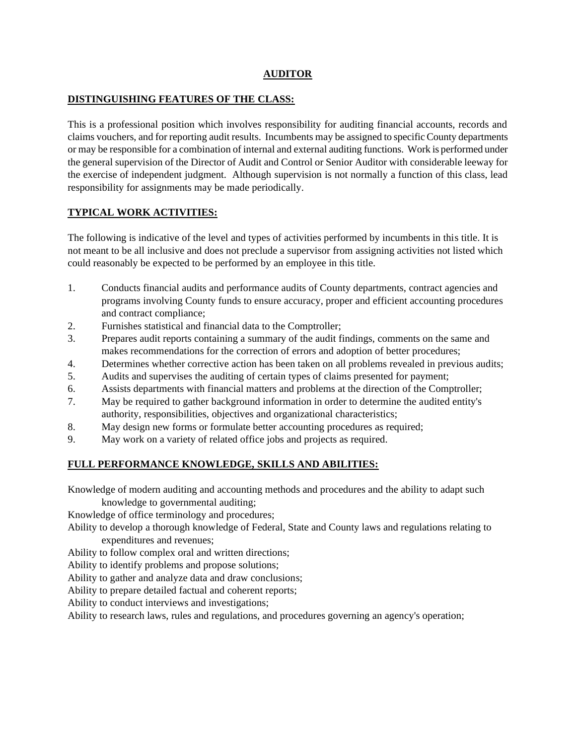# AUDITOR

## DISTINGUISHING FEATURES OF THE CLASS:

This is a professional position which involves responsibility for auditing financial accounts, records and claims vouchers, and for reporting audit results. Incumbents may be assigned to specific County departments or may be responsible for a combination of internal and external auditing functions. Work is performed under the general supervision of the Director of Audit and Control or Senior Auditor with considerable leeway for the exercise of independent judgment. Although supervision is not normally a function of this class, lead responsibility for assignments may be made periodically.

## TYPICAL WORK ACTIVITIES:

The following is indicative of the level and types of activities performed by incumbents in this title. It is not meant to be all inclusive and does not preclude a supervisor from assigning activities not listed which could reasonably be expected to be performed by an employee in this title.

1. Conducts financial audits and performance audits of County departments, contract agencies and programs involving County funds to ensure accuracy, proper and efficient accounting procedures and contract compliance;
2. Furnishes statistical and financial data to the Comptroller;
3. Prepares audit reports containing a summary of the audit findings, comments on the same and makes recommendations for the correction of errors and adoption of better procedures;
4. Determines whether corrective action has been taken on all problems revealed in previous audits;
5. Audits and supervises the auditing of certain types of claims presented for payment;
6. Assists departments with financial matters and problems at the direction of the Comptroller;
7. May be required to gather background information in order to determine the audited entity's authority, responsibilities, objectives and organizational characteristics;
8. May design new forms or formulate better accounting procedures as required;
9. May work on a variety of related office jobs and projects as required.

## FULL PERFORMANCE KNOWLEDGE, SKILLS AND ABILITIES:

Knowledge of modern auditing and accounting methods and procedures and the ability to adapt such knowledge to governmental auditing;

Knowledge of office terminology and procedures;

Ability to develop a thorough knowledge of Federal, State and County laws and regulations relating to expenditures and revenues;

Ability to follow complex oral and written directions;

Ability to identify problems and propose solutions;

Ability to gather and analyze data and draw conclusions;

Ability to prepare detailed factual and coherent reports;

Ability to conduct interviews and investigations;

Ability to research laws, rules and regulations, and procedures governing an agency's operation;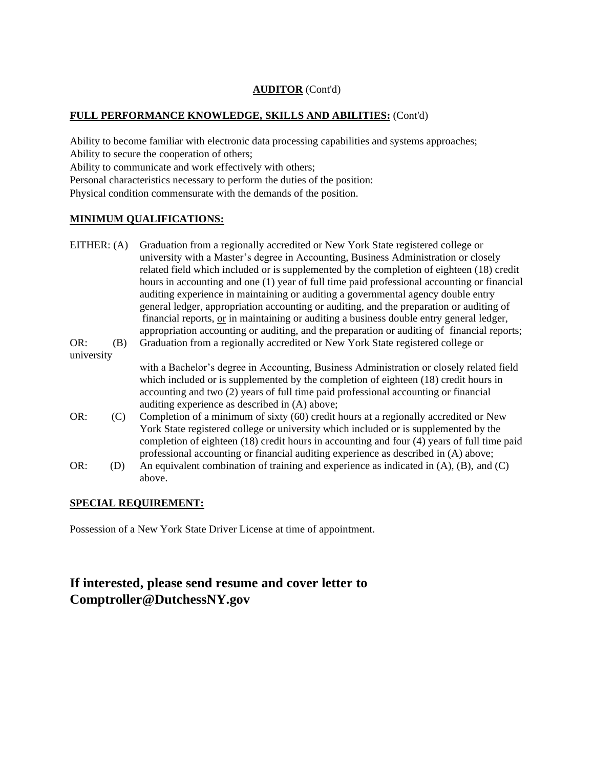**AUDITOR** (Cont'd)

**FULL PERFORMANCE KNOWLEDGE, SKILLS AND ABILITIES:** (Cont'd)

Ability to become familiar with electronic data processing capabilities and systems approaches;
Ability to secure the cooperation of others;
Ability to communicate and work effectively with others;
Personal characteristics necessary to perform the duties of the position:
Physical condition commensurate with the demands of the position.

**MINIMUM QUALIFICATIONS:**

EITHER: (A) Graduation from a regionally accredited or New York State registered college or university with a Master's degree in Accounting, Business Administration or closely related field which included or is supplemented by the completion of eighteen (18) credit hours in accounting and one (1) year of full time paid professional accounting or financial auditing experience in maintaining or auditing a governmental agency double entry general ledger, appropriation accounting or auditing, and the preparation or auditing of financial reports, or in maintaining or auditing a business double entry general ledger, appropriation accounting or auditing, and the preparation or auditing of financial reports;

OR: (B) Graduation from a regionally accredited or New York State registered college or university with a Bachelor's degree in Accounting, Business Administration or closely related field which included or is supplemented by the completion of eighteen (18) credit hours in accounting and two (2) years of full time paid professional accounting or financial auditing experience as described in (A) above;

OR: (C) Completion of a minimum of sixty (60) credit hours at a regionally accredited or New York State registered college or university which included or is supplemented by the completion of eighteen (18) credit hours in accounting and four (4) years of full time paid professional accounting or financial auditing experience as described in (A) above;

OR: (D) An equivalent combination of training and experience as indicated in (A), (B), and (C) above.

**SPECIAL REQUIREMENT:**

Possession of a New York State Driver License at time of appointment.

## If interested, please send resume and cover letter to Comptroller@DutchessNY.gov